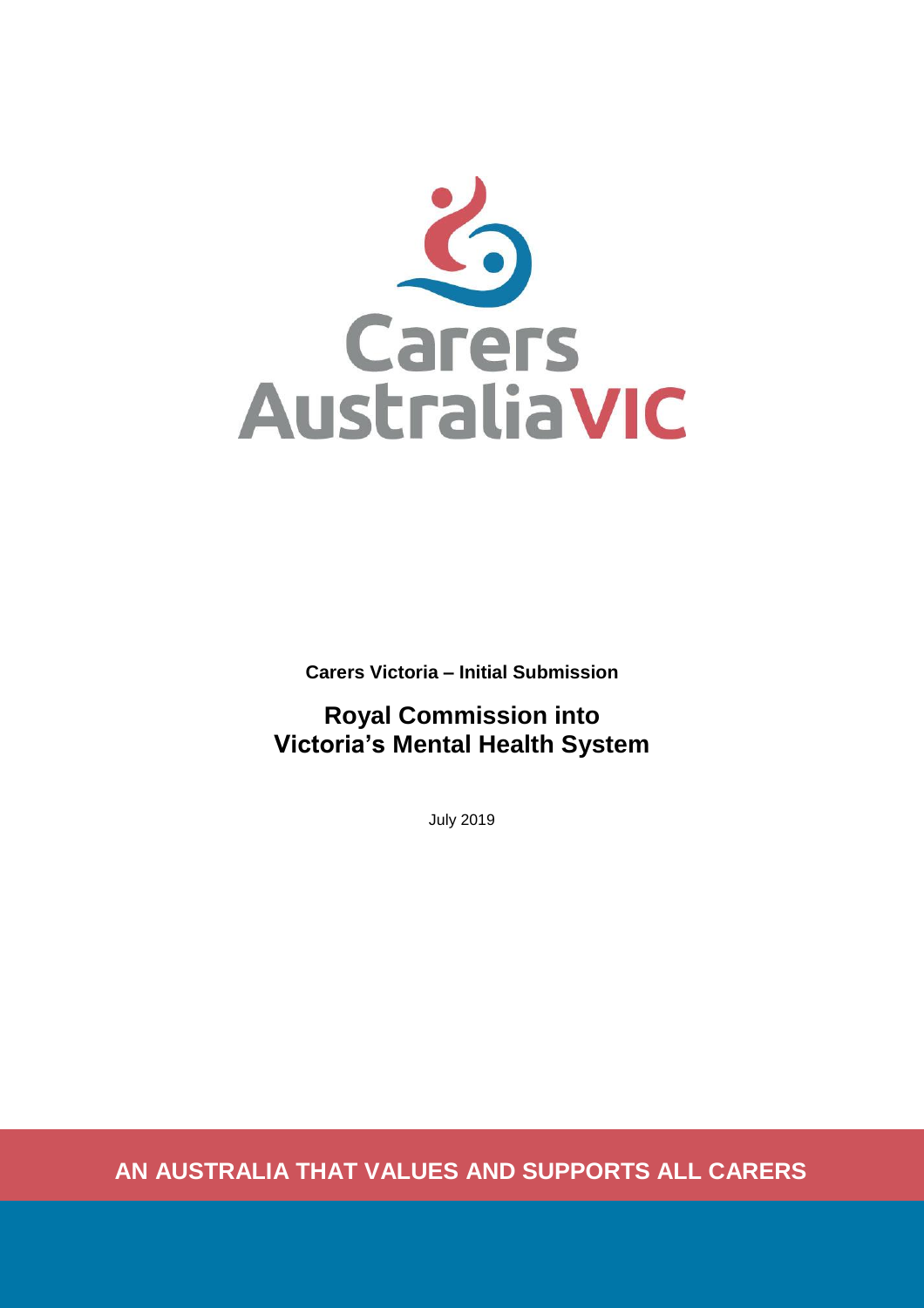Carers Australia VIC

**Carers Victoria – Initial Submission**

# Royal Commission into Victoria's Mental Health System

July 2019

**AN AUSTRALIA THAT VALUES AND SUPPORTS ALL CARERS**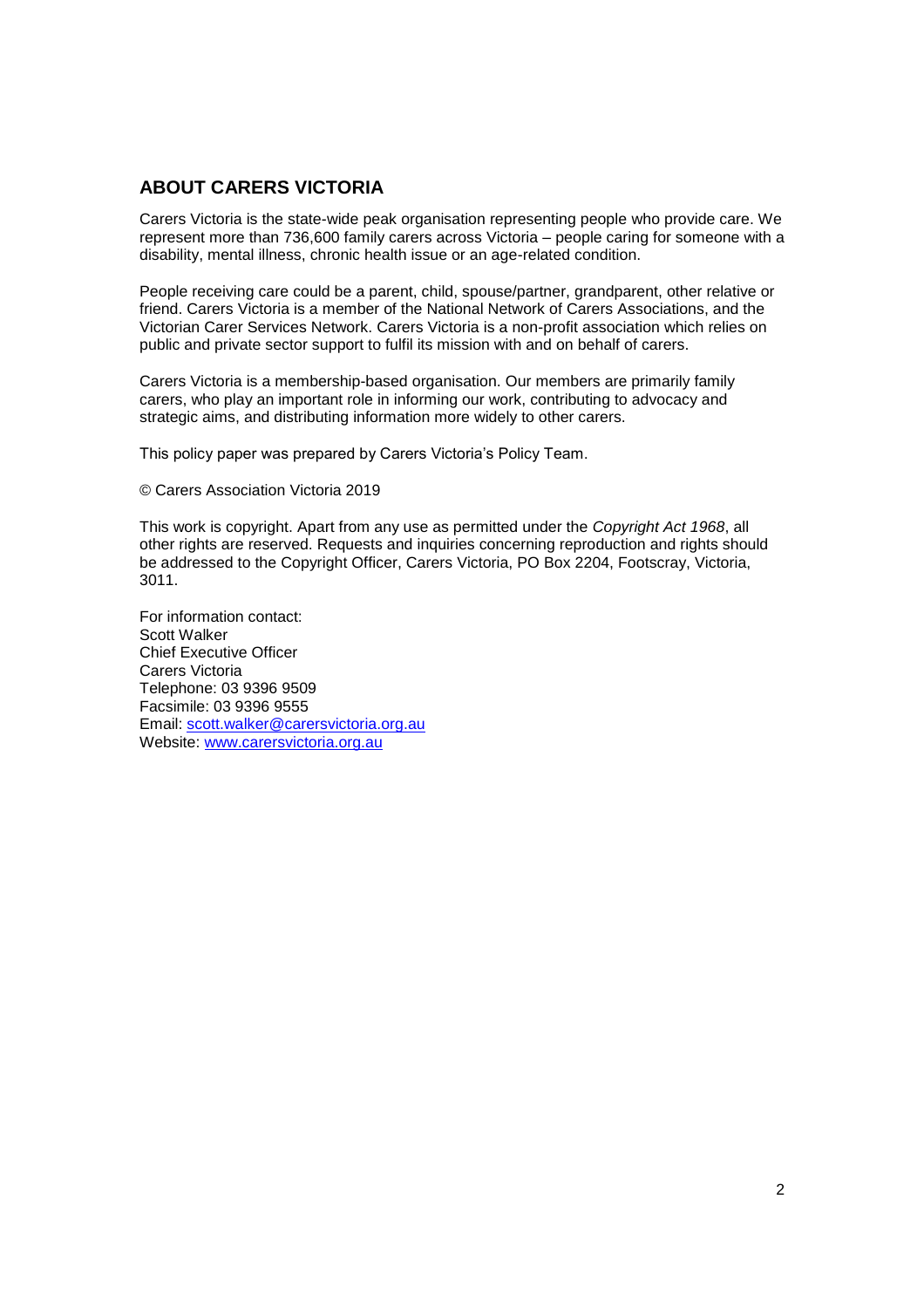## ABOUT CARERS VICTORIA

Carers Victoria is the state-wide peak organisation representing people who provide care. We represent more than 736,600 family carers across Victoria – people caring for someone with a disability, mental illness, chronic health issue or an age-related condition.

People receiving care could be a parent, child, spouse/partner, grandparent, other relative or friend. Carers Victoria is a member of the National Network of Carers Associations, and the Victorian Carer Services Network. Carers Victoria is a non-profit association which relies on public and private sector support to fulfil its mission with and on behalf of carers.

Carers Victoria is a membership-based organisation. Our members are primarily family carers, who play an important role in informing our work, contributing to advocacy and strategic aims, and distributing information more widely to other carers.

This policy paper was prepared by Carers Victoria's Policy Team.

© Carers Association Victoria 2019

This work is copyright. Apart from any use as permitted under the *Copyright Act 1968*, all other rights are reserved. Requests and inquiries concerning reproduction and rights should be addressed to the Copyright Officer, Carers Victoria, PO Box 2204, Footscray, Victoria, 3011.

For information contact:  
Scott Walker  
Chief Executive Officer  
Carers Victoria  
Telephone: 03 9396 9509  
Facsimile: 03 9396 9555  
Email: scott.walker@carersvictoria.org.au  
Website: www.carersvictoria.org.au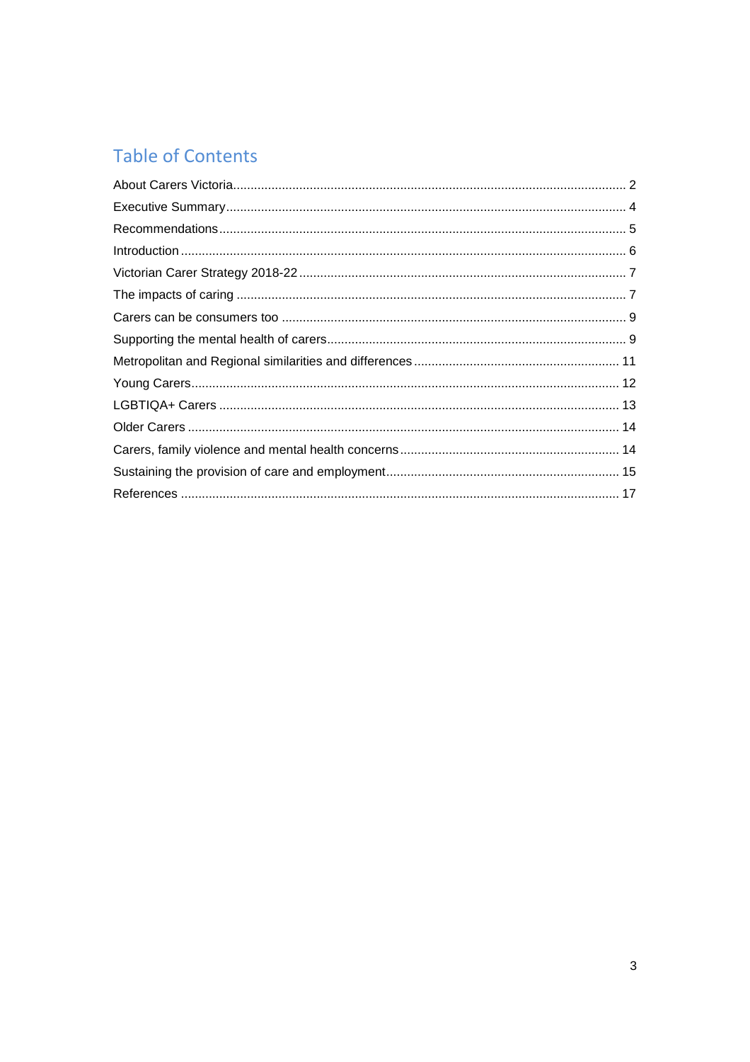# Table of Contents

About Carers Victoria ... 2

Executive Summary ... 4

Recommendations ... 5

Introduction ... 6

Victorian Carer Strategy 2018-22 ... 7

The impacts of caring ... 7

Carers can be consumers too ... 9

Supporting the mental health of carers ... 9

Metropolitan and Regional similarities and differences ... 11

Young Carers ... 12

LGBTIQA+ Carers ... 13

Older Carers ... 14

Carers, family violence and mental health concerns ... 14

Sustaining the provision of care and employment ... 15

References ... 17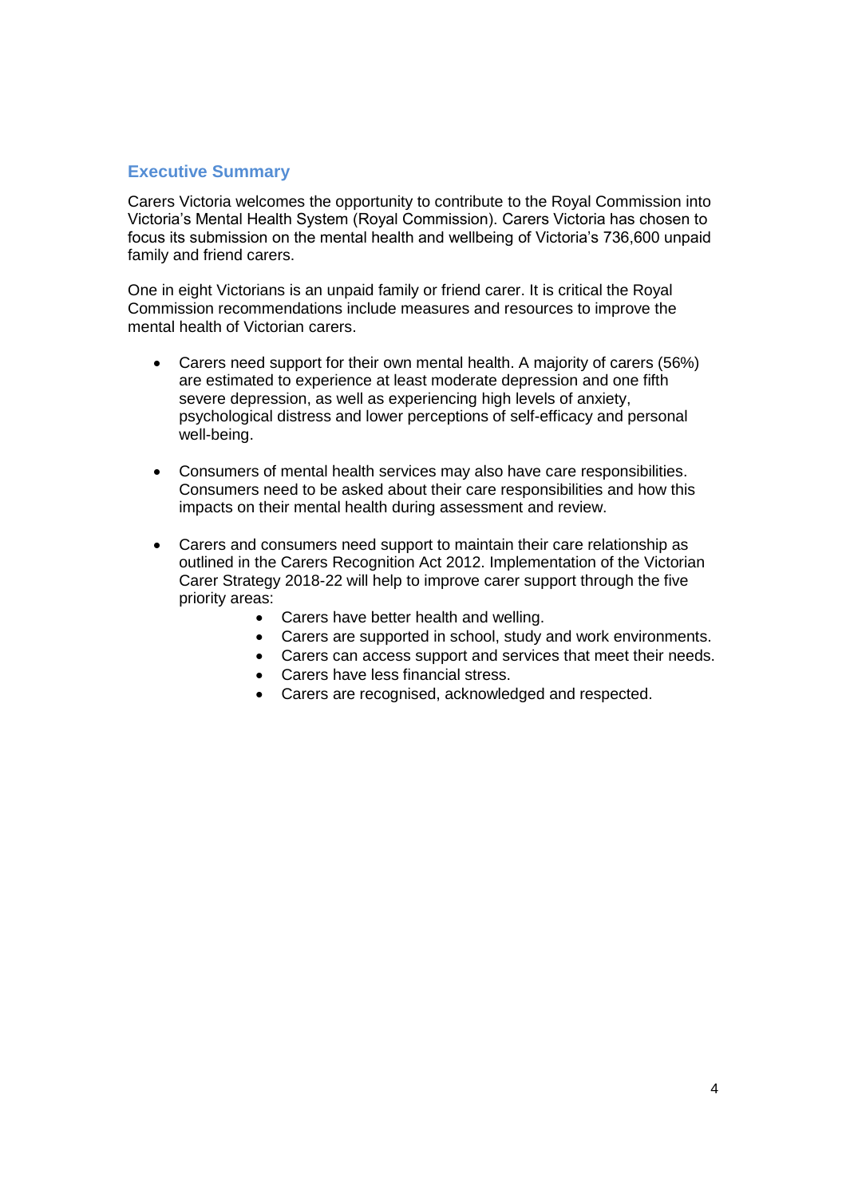## Executive Summary

Carers Victoria welcomes the opportunity to contribute to the Royal Commission into Victoria's Mental Health System (Royal Commission). Carers Victoria has chosen to focus its submission on the mental health and wellbeing of Victoria's 736,600 unpaid family and friend carers.

One in eight Victorians is an unpaid family or friend carer. It is critical the Royal Commission recommendations include measures and resources to improve the mental health of Victorian carers.

- Carers need support for their own mental health. A majority of carers (56%) are estimated to experience at least moderate depression and one fifth severe depression, as well as experiencing high levels of anxiety, psychological distress and lower perceptions of self-efficacy and personal well-being.

- Consumers of mental health services may also have care responsibilities. Consumers need to be asked about their care responsibilities and how this impacts on their mental health during assessment and review.

- Carers and consumers need support to maintain their care relationship as outlined in the Carers Recognition Act 2012. Implementation of the Victorian Carer Strategy 2018-22 will help to improve carer support through the five priority areas:
    - Carers have better health and welling.
    - Carers are supported in school, study and work environments.
    - Carers can access support and services that meet their needs.
    - Carers have less financial stress.
    - Carers are recognised, acknowledged and respected.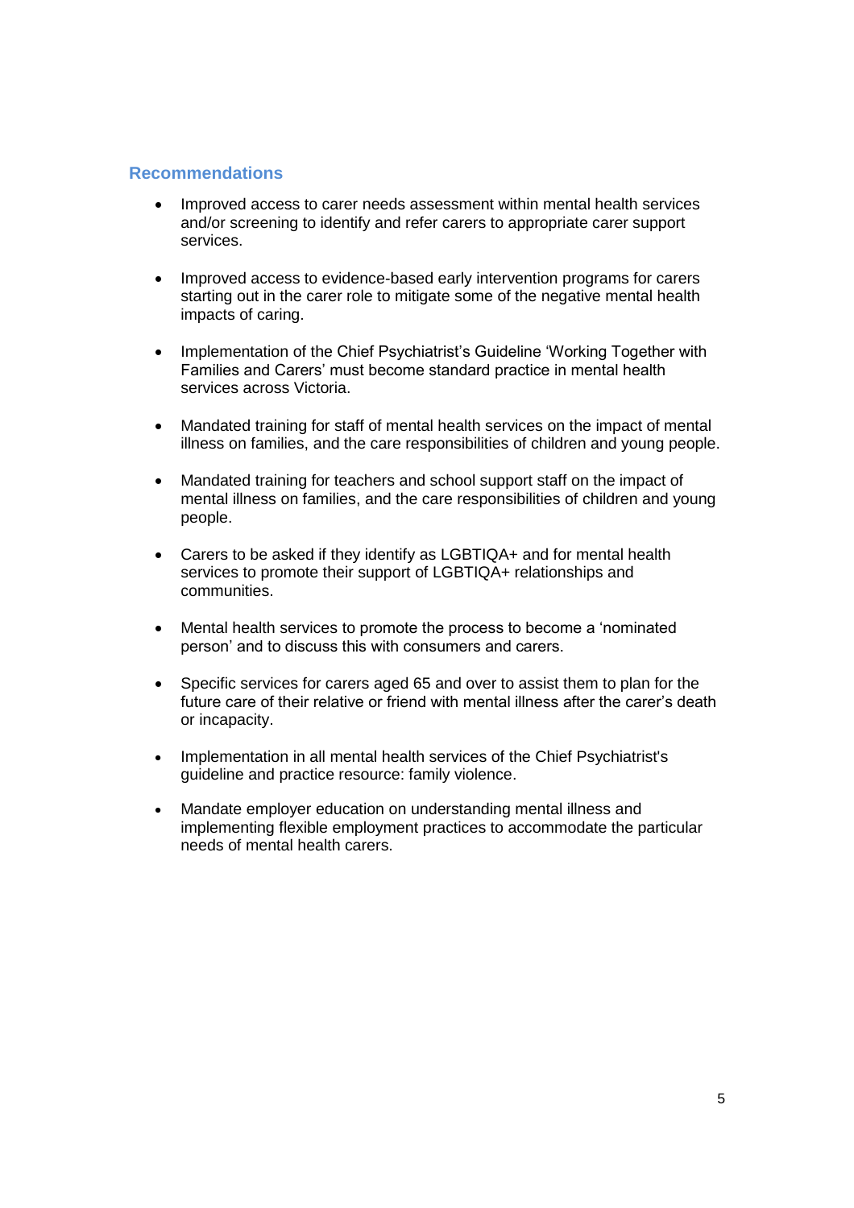## Recommendations

- Improved access to carer needs assessment within mental health services and/or screening to identify and refer carers to appropriate carer support services.
- Improved access to evidence-based early intervention programs for carers starting out in the carer role to mitigate some of the negative mental health impacts of caring.
- Implementation of the Chief Psychiatrist's Guideline 'Working Together with Families and Carers' must become standard practice in mental health services across Victoria.
- Mandated training for staff of mental health services on the impact of mental illness on families, and the care responsibilities of children and young people.
- Mandated training for teachers and school support staff on the impact of mental illness on families, and the care responsibilities of children and young people.
- Carers to be asked if they identify as LGBTIQA+ and for mental health services to promote their support of LGBTIQA+ relationships and communities.
- Mental health services to promote the process to become a 'nominated person' and to discuss this with consumers and carers.
- Specific services for carers aged 65 and over to assist them to plan for the future care of their relative or friend with mental illness after the carer's death or incapacity.
- Implementation in all mental health services of the Chief Psychiatrist's guideline and practice resource: family violence.
- Mandate employer education on understanding mental illness and implementing flexible employment practices to accommodate the particular needs of mental health carers.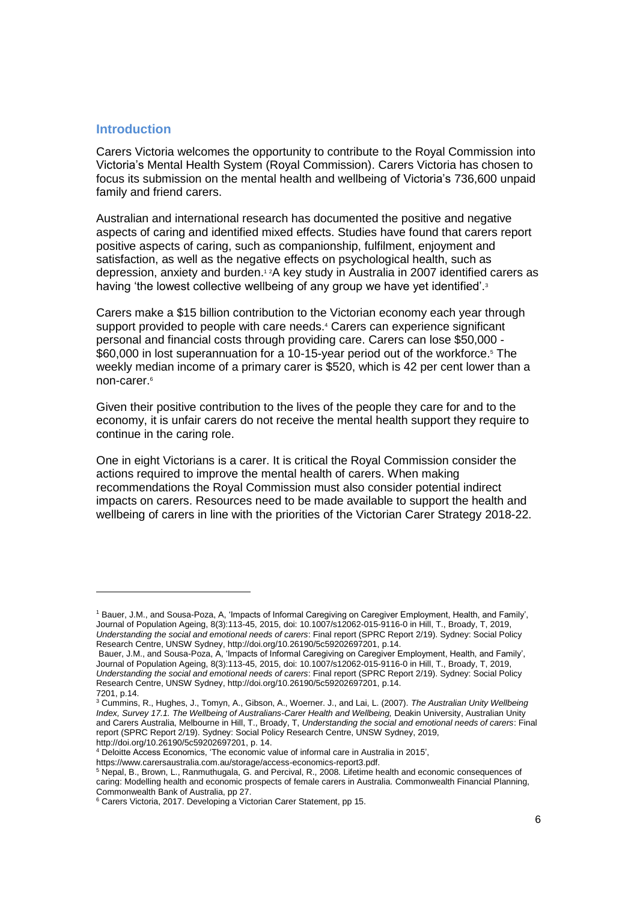## Introduction

Carers Victoria welcomes the opportunity to contribute to the Royal Commission into Victoria's Mental Health System (Royal Commission). Carers Victoria has chosen to focus its submission on the mental health and wellbeing of Victoria's 736,600 unpaid family and friend carers.

Australian and international research has documented the positive and negative aspects of caring and identified mixed effects. Studies have found that carers report positive aspects of caring, such as companionship, fulfilment, enjoyment and satisfaction, as well as the negative effects on psychological health, such as depression, anxiety and burden.[1] [2]A key study in Australia in 2007 identified carers as having 'the lowest collective wellbeing of any group we have yet identified'.[3]

Carers make a $15 billion contribution to the Victorian economy each year through support provided to people with care needs.[4] Carers can experience significant personal and financial costs through providing care. Carers can lose $50,000 - $60,000 in lost superannuation for a 10-15-year period out of the workforce.[5] The weekly median income of a primary carer is $520, which is 42 per cent lower than a non-carer.[6]

Given their positive contribution to the lives of the people they care for and to the economy, it is unfair carers do not receive the mental health support they require to continue in the caring role.

One in eight Victorians is a carer. It is critical the Royal Commission consider the actions required to improve the mental health of carers. When making recommendations the Royal Commission must also consider potential indirect impacts on carers. Resources need to be made available to support the health and wellbeing of carers in line with the priorities of the Victorian Carer Strategy 2018-22.

---

[1] Bauer, J.M., and Sousa-Poza, A, 'Impacts of Informal Caregiving on Caregiver Employment, Health, and Family', Journal of Population Ageing, 8(3):113-45, 2015, doi: 10.1007/s12062-015-9116-0 in Hill, T., Broady, T, 2019, *Understanding the social and emotional needs of carers*: Final report (SPRC Report 2/19). Sydney: Social Policy Research Centre, UNSW Sydney, http://doi.org/10.26190/5c59202697201, p.14.

Bauer, J.M., and Sousa-Poza, A, 'Impacts of Informal Caregiving on Caregiver Employment, Health, and Family', Journal of Population Ageing, 8(3):113-45, 2015, doi: 10.1007/s12062-015-9116-0 in Hill, T., Broady, T, 2019, *Understanding the social and emotional needs of carers*: Final report (SPRC Report 2/19). Sydney: Social Policy Research Centre, UNSW Sydney, http://doi.org/10.26190/5c59202697201, p.14.
7201, p.14.

[3] Cummins, R., Hughes, J., Tomyn, A., Gibson, A., Woerner. J., and Lai, L. (2007). *The Australian Unity Wellbeing Index, Survey 17.1. The Wellbeing of Australians-Carer Health and Wellbeing,* Deakin University, Australian Unity and Carers Australia, Melbourne in Hill, T., Broady, T, *Understanding the social and emotional needs of carers*: Final report (SPRC Report 2/19). Sydney: Social Policy Research Centre, UNSW Sydney, 2019, http://doi.org/10.26190/5c59202697201, p. 14.

[4] Deloitte Access Economics, 'The economic value of informal care in Australia in 2015', https://www.carersaustralia.com.au/storage/access-economics-report3.pdf.

[5] Nepal, B., Brown, L., Ranmuthugala, G. and Percival, R., 2008. Lifetime health and economic consequences of caring: Modelling health and economic prospects of female carers in Australia. Commonwealth Financial Planning, Commonwealth Bank of Australia, pp 27.

[6] Carers Victoria, 2017. Developing a Victorian Carer Statement, pp 15.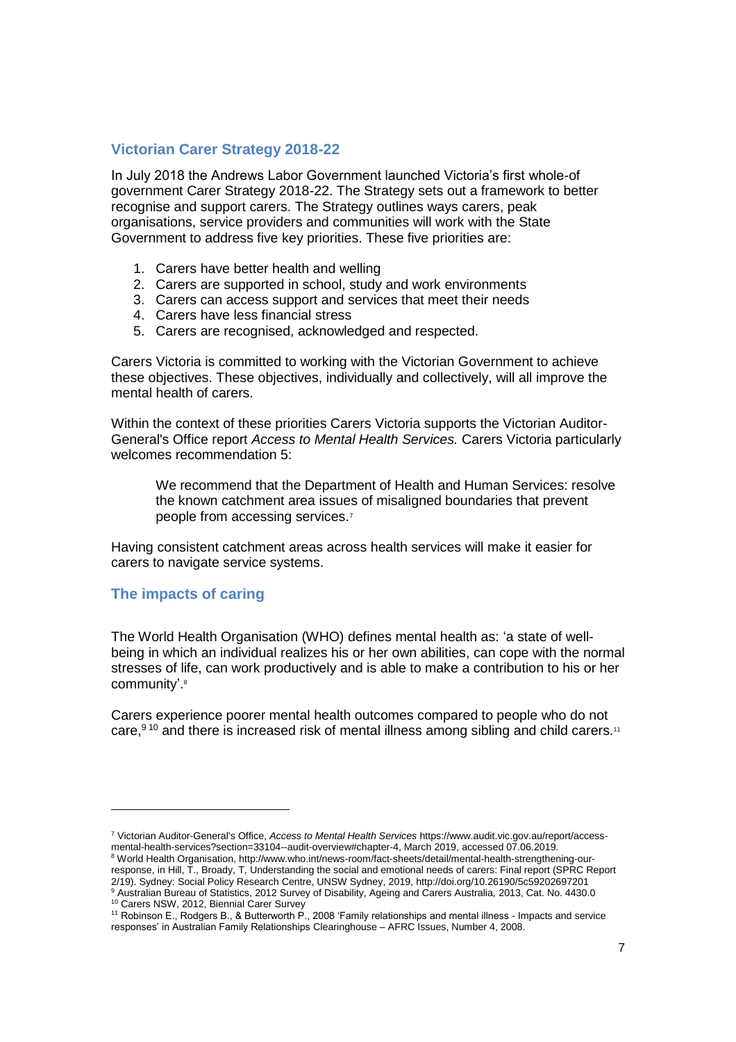## Victorian Carer Strategy 2018-22

In July 2018 the Andrews Labor Government launched Victoria's first whole-of government Carer Strategy 2018-22. The Strategy sets out a framework to better recognise and support carers. The Strategy outlines ways carers, peak organisations, service providers and communities will work with the State Government to address five key priorities. These five priorities are:

1. Carers have better health and welling
2. Carers are supported in school, study and work environments
3. Carers can access support and services that meet their needs
4. Carers have less financial stress
5. Carers are recognised, acknowledged and respected.

Carers Victoria is committed to working with the Victorian Government to achieve these objectives. These objectives, individually and collectively, will all improve the mental health of carers.

Within the context of these priorities Carers Victoria supports the Victorian Auditor-General's Office report *Access to Mental Health Services.* Carers Victoria particularly welcomes recommendation 5:

> We recommend that the Department of Health and Human Services: resolve the known catchment area issues of misaligned boundaries that prevent people from accessing services.[7]

Having consistent catchment areas across health services will make it easier for carers to navigate service systems.

## The impacts of caring

The World Health Organisation (WHO) defines mental health as: 'a state of well-being in which an individual realizes his or her own abilities, can cope with the normal stresses of life, can work productively and is able to make a contribution to his or her community'.[8]

Carers experience poorer mental health outcomes compared to people who do not care,[9] [10] and there is increased risk of mental illness among sibling and child carers.[11]

---

[7] Victorian Auditor-General's Office, *Access to Mental Health Services* https://www.audit.vic.gov.au/report/access-mental-health-services?section=33104--audit-overview#chapter-4, March 2019, accessed 07.06.2019.

[8] World Health Organisation, http://www.who.int/news-room/fact-sheets/detail/mental-health-strengthening-our-response, in Hill, T., Broady, T, Understanding the social and emotional needs of carers: Final report (SPRC Report 2/19). Sydney: Social Policy Research Centre, UNSW Sydney, 2019, http://doi.org/10.26190/5c59202697201

[9] Australian Bureau of Statistics, 2012 Survey of Disability, Ageing and Carers Australia, 2013, Cat. No. 4430.0

[10] Carers NSW, 2012, Biennial Carer Survey

[11] Robinson E., Rodgers B., & Butterworth P., 2008 'Family relationships and mental illness - Impacts and service responses' in Australian Family Relationships Clearinghouse – AFRC Issues, Number 4, 2008.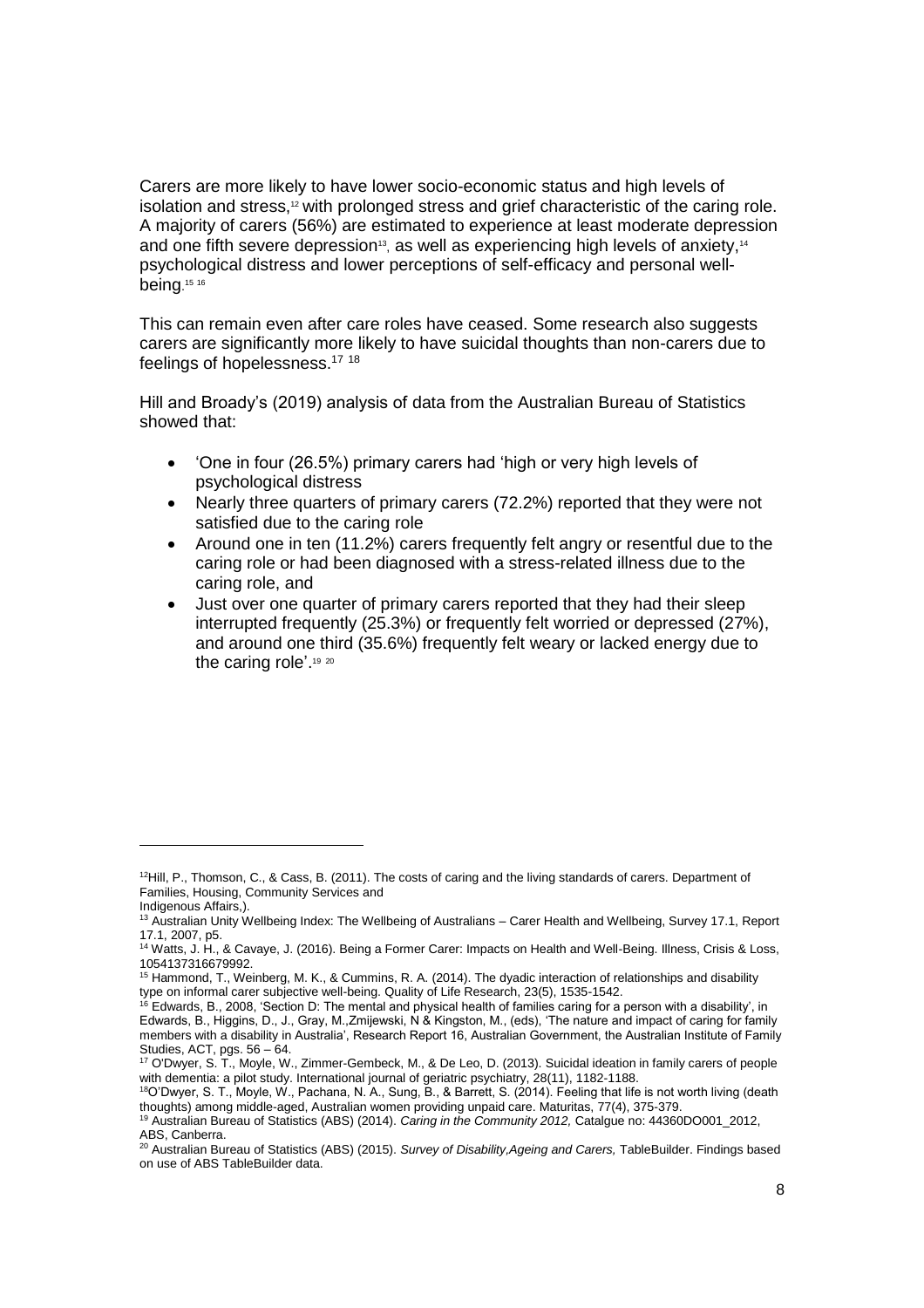Carers are more likely to have lower socio-economic status and high levels of isolation and stress,[12] with prolonged stress and grief characteristic of the caring role. A majority of carers (56%) are estimated to experience at least moderate depression and one fifth severe depression[13], as well as experiencing high levels of anxiety,[14] psychological distress and lower perceptions of self-efficacy and personal well-being.[15] [16]

This can remain even after care roles have ceased. Some research also suggests carers are significantly more likely to have suicidal thoughts than non-carers due to feelings of hopelessness.[17] [18]

Hill and Broady's (2019) analysis of data from the Australian Bureau of Statistics showed that:

- 'One in four (26.5%) primary carers had 'high or very high levels of psychological distress
- Nearly three quarters of primary carers (72.2%) reported that they were not satisfied due to the caring role
- Around one in ten (11.2%) carers frequently felt angry or resentful due to the caring role or had been diagnosed with a stress-related illness due to the caring role, and
- Just over one quarter of primary carers reported that they had their sleep interrupted frequently (25.3%) or frequently felt worried or depressed (27%), and around one third (35.6%) frequently felt weary or lacked energy due to the caring role'.[19] [20]

---

[12] Hill, P., Thomson, C., & Cass, B. (2011). The costs of caring and the living standards of carers. Department of Families, Housing, Community Services and Indigenous Affairs,).

[13] Australian Unity Wellbeing Index: The Wellbeing of Australians – Carer Health and Wellbeing, Survey 17.1, Report 17.1, 2007, p5.

[14] Watts, J. H., & Cavaye, J. (2016). Being a Former Carer: Impacts on Health and Well-Being. Illness, Crisis & Loss, 1054137316679992.

[15] Hammond, T., Weinberg, M. K., & Cummins, R. A. (2014). The dyadic interaction of relationships and disability type on informal carer subjective well-being. Quality of Life Research, 23(5), 1535-1542.

[16] Edwards, B., 2008, 'Section D: The mental and physical health of families caring for a person with a disability', in Edwards, B., Higgins, D., J., Gray, M.,Zmijewski, N & Kingston, M., (eds), 'The nature and impact of caring for family members with a disability in Australia', Research Report 16, Australian Government, the Australian Institute of Family Studies, ACT, pgs. 56 – 64.

[17] O'Dwyer, S. T., Moyle, W., Zimmer-Gembeck, M., & De Leo, D. (2013). Suicidal ideation in family carers of people with dementia: a pilot study. International journal of geriatric psychiatry, 28(11), 1182-1188.

[18] O'Dwyer, S. T., Moyle, W., Pachana, N. A., Sung, B., & Barrett, S. (2014). Feeling that life is not worth living (death thoughts) among middle-aged, Australian women providing unpaid care. Maturitas, 77(4), 375-379.

[19] Australian Bureau of Statistics (ABS) (2014). *Caring in the Community 2012,* Catalgue no: 44360DO001_2012, ABS, Canberra.

[20] Australian Bureau of Statistics (ABS) (2015). *Survey of Disability,Ageing and Carers,* TableBuilder. Findings based on use of ABS TableBuilder data.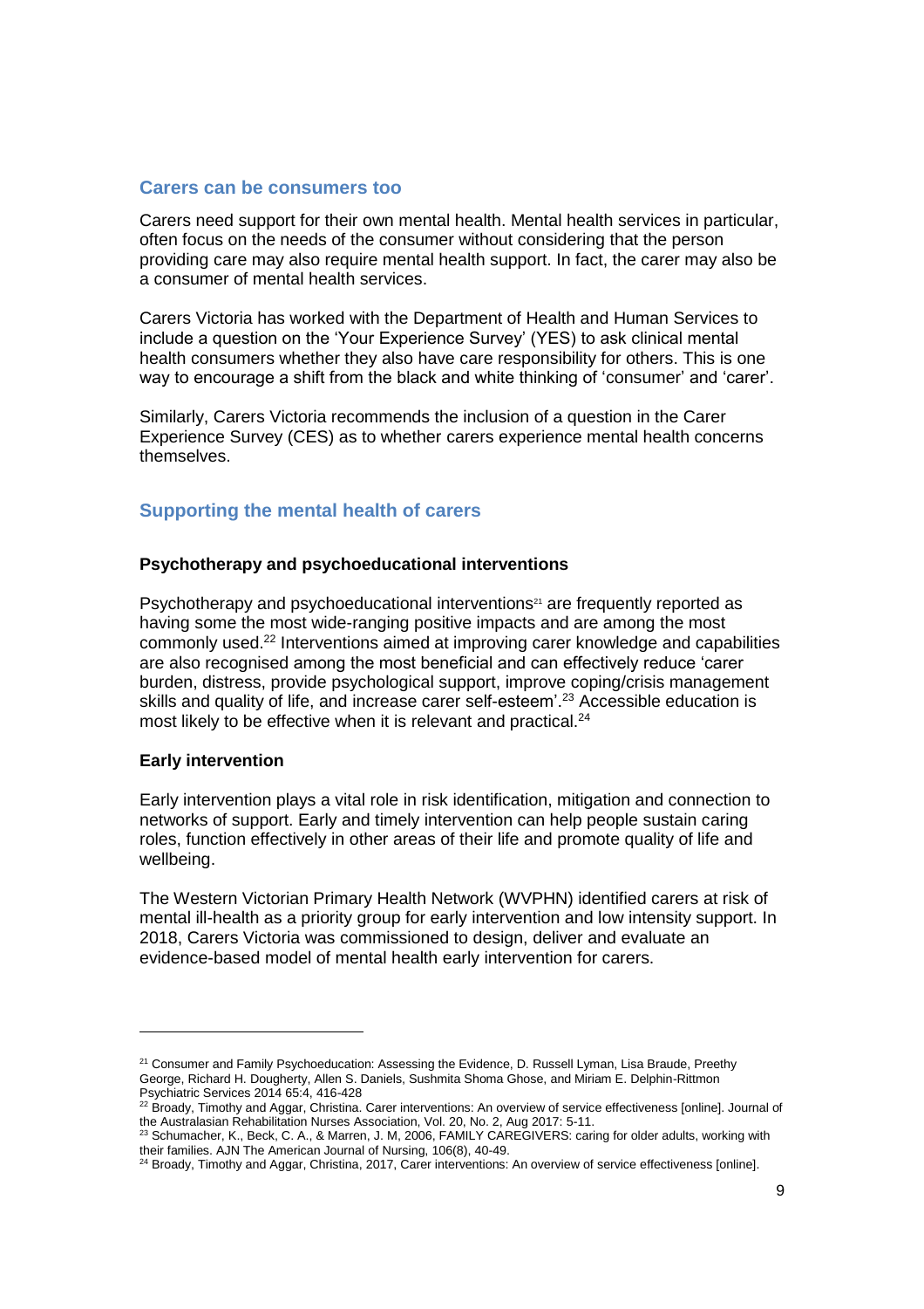## Carers can be consumers too

Carers need support for their own mental health. Mental health services in particular, often focus on the needs of the consumer without considering that the person providing care may also require mental health support. In fact, the carer may also be a consumer of mental health services.

Carers Victoria has worked with the Department of Health and Human Services to include a question on the 'Your Experience Survey' (YES) to ask clinical mental health consumers whether they also have care responsibility for others. This is one way to encourage a shift from the black and white thinking of 'consumer' and 'carer'.

Similarly, Carers Victoria recommends the inclusion of a question in the Carer Experience Survey (CES) as to whether carers experience mental health concerns themselves.

## Supporting the mental health of carers

### Psychotherapy and psychoeducational interventions

Psychotherapy and psychoeducational interventions[21] are frequently reported as having some the most wide-ranging positive impacts and are among the most commonly used.[22] Interventions aimed at improving carer knowledge and capabilities are also recognised among the most beneficial and can effectively reduce 'carer burden, distress, provide psychological support, improve coping/crisis management skills and quality of life, and increase carer self-esteem'.[23] Accessible education is most likely to be effective when it is relevant and practical.[24]

### Early intervention

Early intervention plays a vital role in risk identification, mitigation and connection to networks of support. Early and timely intervention can help people sustain caring roles, function effectively in other areas of their life and promote quality of life and wellbeing.

The Western Victorian Primary Health Network (WVPHN) identified carers at risk of mental ill-health as a priority group for early intervention and low intensity support. In 2018, Carers Victoria was commissioned to design, deliver and evaluate an evidence-based model of mental health early intervention for carers.

---

[21] Consumer and Family Psychoeducation: Assessing the Evidence, D. Russell Lyman, Lisa Braude, Preethy George, Richard H. Dougherty, Allen S. Daniels, Sushmita Shoma Ghose, and Miriam E. Delphin-Rittmon Psychiatric Services 2014 65:4, 416-428

[22] Broady, Timothy and Aggar, Christina. Carer interventions: An overview of service effectiveness [online]. Journal of the Australasian Rehabilitation Nurses Association, Vol. 20, No. 2, Aug 2017: 5-11.

[23] Schumacher, K., Beck, C. A., & Marren, J. M, 2006, FAMILY CAREGIVERS: caring for older adults, working with their families. AJN The American Journal of Nursing, 106(8), 40-49.

[24] Broady, Timothy and Aggar, Christina, 2017, Carer interventions: An overview of service effectiveness [online].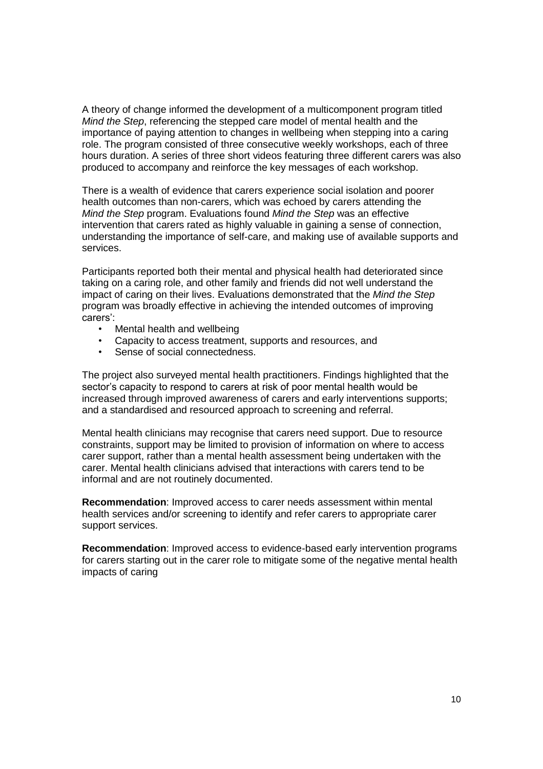A theory of change informed the development of a multicomponent program titled *Mind the Step*, referencing the stepped care model of mental health and the importance of paying attention to changes in wellbeing when stepping into a caring role. The program consisted of three consecutive weekly workshops, each of three hours duration. A series of three short videos featuring three different carers was also produced to accompany and reinforce the key messages of each workshop.

There is a wealth of evidence that carers experience social isolation and poorer health outcomes than non-carers, which was echoed by carers attending the *Mind the Step* program. Evaluations found *Mind the Step* was an effective intervention that carers rated as highly valuable in gaining a sense of connection, understanding the importance of self-care, and making use of available supports and services.

Participants reported both their mental and physical health had deteriorated since taking on a caring role, and other family and friends did not well understand the impact of caring on their lives. Evaluations demonstrated that the *Mind the Step* program was broadly effective in achieving the intended outcomes of improving carers':

- Mental health and wellbeing
- Capacity to access treatment, supports and resources, and
- Sense of social connectedness.

The project also surveyed mental health practitioners. Findings highlighted that the sector's capacity to respond to carers at risk of poor mental health would be increased through improved awareness of carers and early interventions supports; and a standardised and resourced approach to screening and referral.

Mental health clinicians may recognise that carers need support. Due to resource constraints, support may be limited to provision of information on where to access carer support, rather than a mental health assessment being undertaken with the carer. Mental health clinicians advised that interactions with carers tend to be informal and are not routinely documented.

**Recommendation**: Improved access to carer needs assessment within mental health services and/or screening to identify and refer carers to appropriate carer support services.

**Recommendation**: Improved access to evidence-based early intervention programs for carers starting out in the carer role to mitigate some of the negative mental health impacts of caring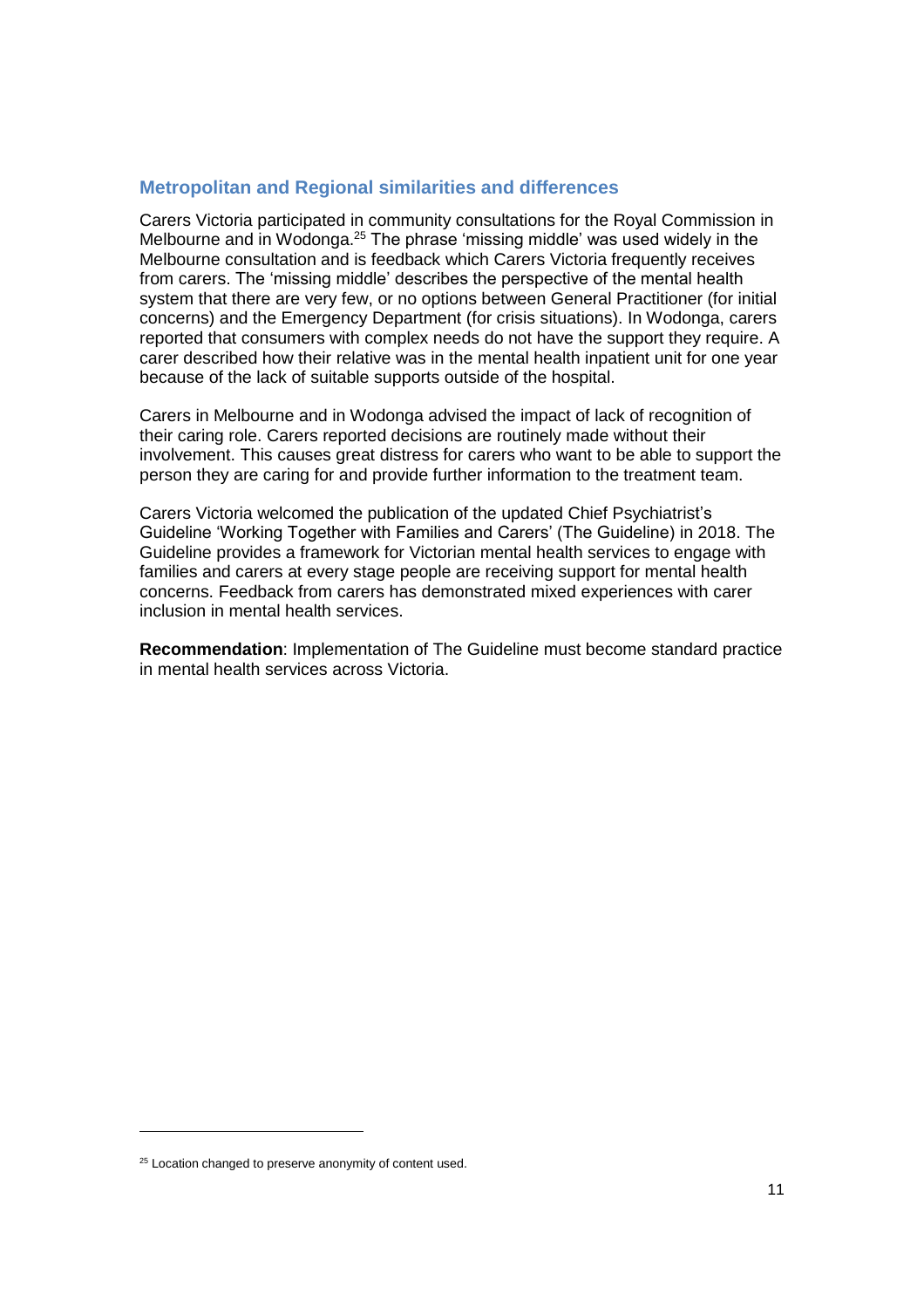## Metropolitan and Regional similarities and differences

Carers Victoria participated in community consultations for the Royal Commission in Melbourne and in Wodonga.[25] The phrase 'missing middle' was used widely in the Melbourne consultation and is feedback which Carers Victoria frequently receives from carers. The 'missing middle' describes the perspective of the mental health system that there are very few, or no options between General Practitioner (for initial concerns) and the Emergency Department (for crisis situations). In Wodonga, carers reported that consumers with complex needs do not have the support they require. A carer described how their relative was in the mental health inpatient unit for one year because of the lack of suitable supports outside of the hospital.

Carers in Melbourne and in Wodonga advised the impact of lack of recognition of their caring role. Carers reported decisions are routinely made without their involvement. This causes great distress for carers who want to be able to support the person they are caring for and provide further information to the treatment team.

Carers Victoria welcomed the publication of the updated Chief Psychiatrist's Guideline 'Working Together with Families and Carers' (The Guideline) in 2018. The Guideline provides a framework for Victorian mental health services to engage with families and carers at every stage people are receiving support for mental health concerns. Feedback from carers has demonstrated mixed experiences with carer inclusion in mental health services.

**Recommendation**: Implementation of The Guideline must become standard practice in mental health services across Victoria.

[25] Location changed to preserve anonymity of content used.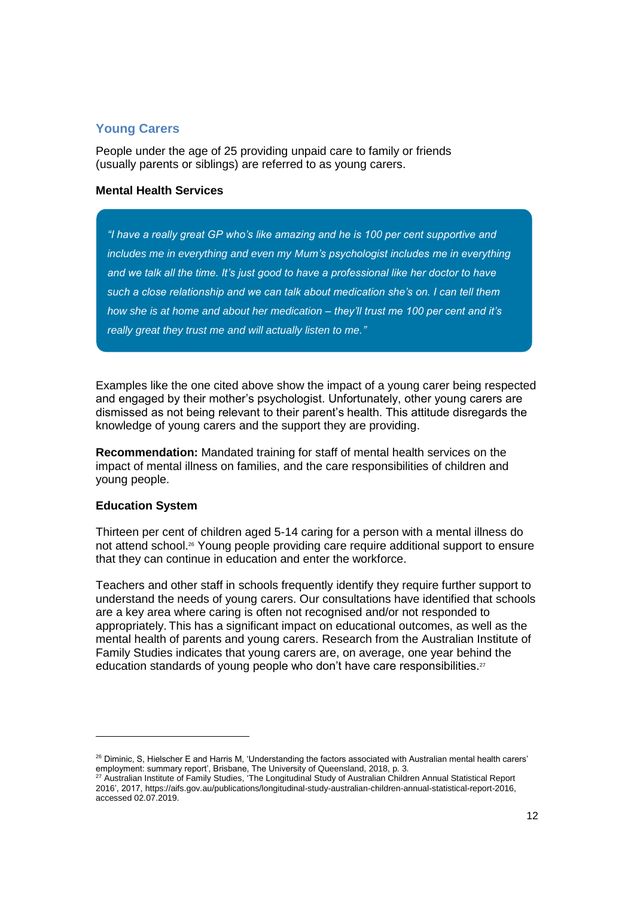## Young Carers

People under the age of 25 providing unpaid care to family or friends (usually parents or siblings) are referred to as young carers.

### Mental Health Services

> *"I have a really great GP who's like amazing and he is 100 per cent supportive and includes me in everything and even my Mum's psychologist includes me in everything and we talk all the time. It's just good to have a professional like her doctor to have such a close relationship and we can talk about medication she's on. I can tell them how she is at home and about her medication – they'll trust me 100 per cent and it's really great they trust me and will actually listen to me."*

Examples like the one cited above show the impact of a young carer being respected and engaged by their mother's psychologist. Unfortunately, other young carers are dismissed as not being relevant to their parent's health. This attitude disregards the knowledge of young carers and the support they are providing.

**Recommendation:** Mandated training for staff of mental health services on the impact of mental illness on families, and the care responsibilities of children and young people.

### Education System

Thirteen per cent of children aged 5-14 caring for a person with a mental illness do not attend school.[26] Young people providing care require additional support to ensure that they can continue in education and enter the workforce.

Teachers and other staff in schools frequently identify they require further support to understand the needs of young carers. Our consultations have identified that schools are a key area where caring is often not recognised and/or not responded to appropriately. This has a significant impact on educational outcomes, as well as the mental health of parents and young carers. Research from the Australian Institute of Family Studies indicates that young carers are, on average, one year behind the education standards of young people who don't have care responsibilities.[27]

---

[26] Diminic, S, Hielscher E and Harris M, 'Understanding the factors associated with Australian mental health carers' employment: summary report', Brisbane, The University of Queensland, 2018, p. 3.

[27] Australian Institute of Family Studies, 'The Longitudinal Study of Australian Children Annual Statistical Report 2016', 2017, https://aifs.gov.au/publications/longitudinal-study-australian-children-annual-statistical-report-2016, accessed 02.07.2019.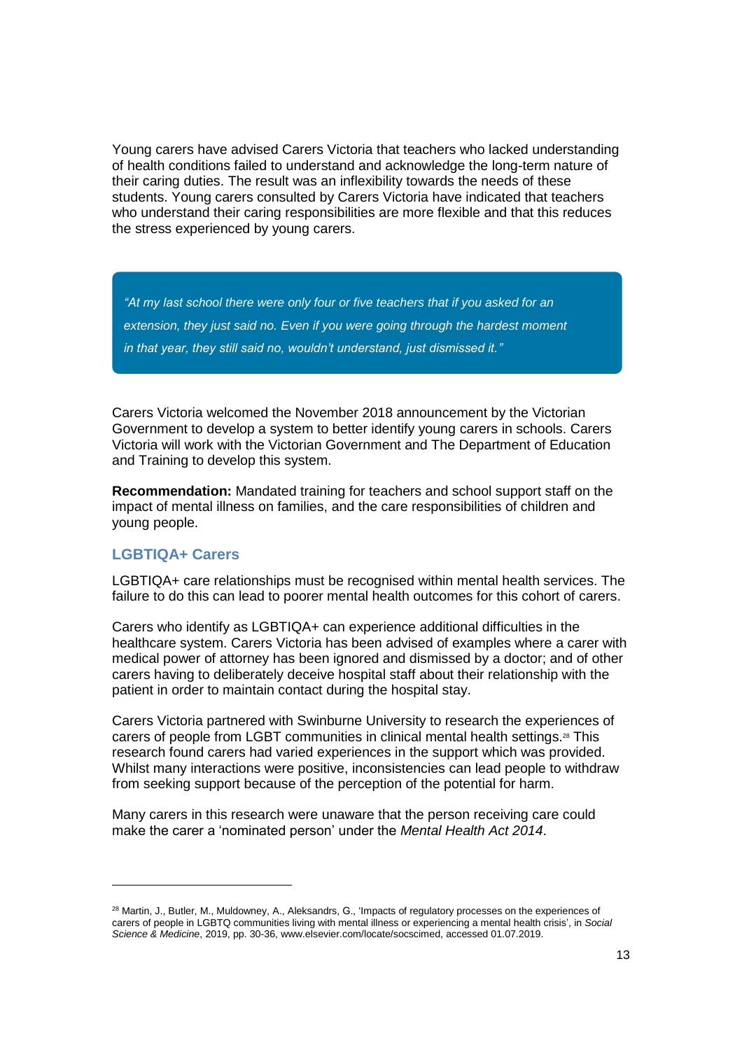Young carers have advised Carers Victoria that teachers who lacked understanding of health conditions failed to understand and acknowledge the long-term nature of their caring duties. The result was an inflexibility towards the needs of these students. Young carers consulted by Carers Victoria have indicated that teachers who understand their caring responsibilities are more flexible and that this reduces the stress experienced by young carers.

> *"At my last school there were only four or five teachers that if you asked for an extension, they just said no. Even if you were going through the hardest moment in that year, they still said no, wouldn't understand, just dismissed it."*

Carers Victoria welcomed the November 2018 announcement by the Victorian Government to develop a system to better identify young carers in schools. Carers Victoria will work with the Victorian Government and The Department of Education and Training to develop this system.

**Recommendation:** Mandated training for teachers and school support staff on the impact of mental illness on families, and the care responsibilities of children and young people.

### LGBTIQA+ Carers

LGBTIQA+ care relationships must be recognised within mental health services. The failure to do this can lead to poorer mental health outcomes for this cohort of carers.

Carers who identify as LGBTIQA+ can experience additional difficulties in the healthcare system. Carers Victoria has been advised of examples where a carer with medical power of attorney has been ignored and dismissed by a doctor; and of other carers having to deliberately deceive hospital staff about their relationship with the patient in order to maintain contact during the hospital stay.

Carers Victoria partnered with Swinburne University to research the experiences of carers of people from LGBT communities in clinical mental health settings.[28] This research found carers had varied experiences in the support which was provided. Whilst many interactions were positive, inconsistencies can lead people to withdraw from seeking support because of the perception of the potential for harm.

Many carers in this research were unaware that the person receiving care could make the carer a 'nominated person' under the *Mental Health Act 2014*.

---

[28] Martin, J., Butler, M., Muldowney, A., Aleksandrs, G., 'Impacts of regulatory processes on the experiences of carers of people in LGBTQ communities living with mental illness or experiencing a mental health crisis', in *Social Science & Medicine*, 2019, pp. 30-36, www.elsevier.com/locate/socscimed, accessed 01.07.2019.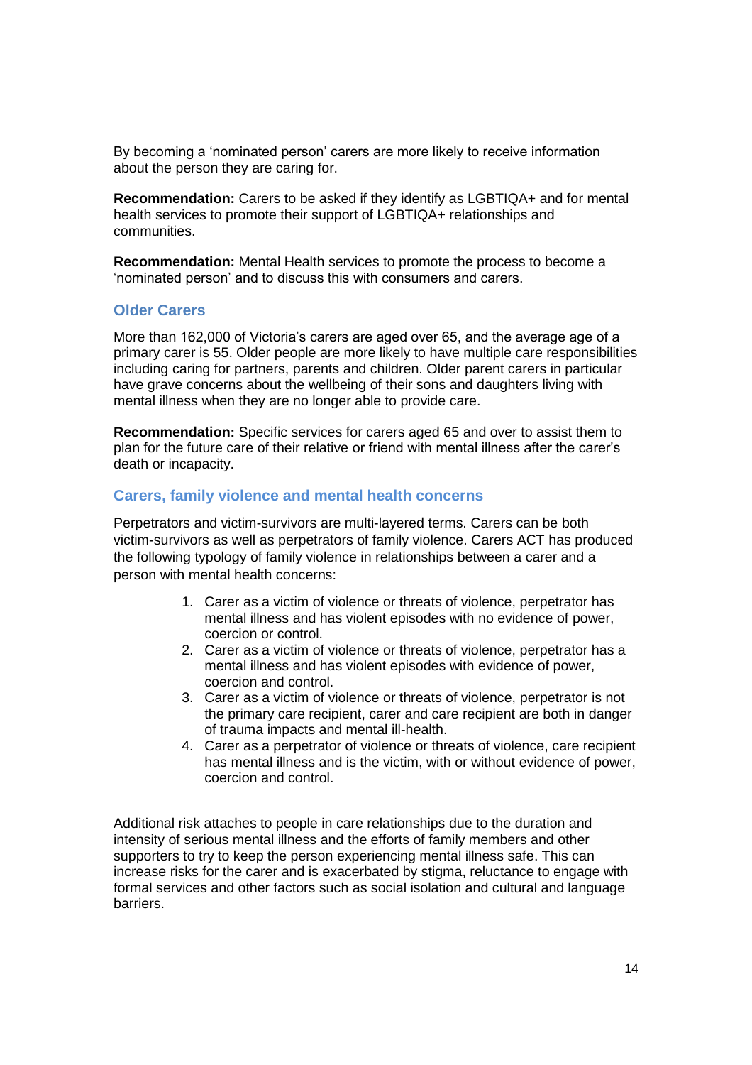By becoming a 'nominated person' carers are more likely to receive information about the person they are caring for.

**Recommendation:** Carers to be asked if they identify as LGBTIQA+ and for mental health services to promote their support of LGBTIQA+ relationships and communities.

**Recommendation:** Mental Health services to promote the process to become a 'nominated person' and to discuss this with consumers and carers.

## Older Carers

More than 162,000 of Victoria's carers are aged over 65, and the average age of a primary carer is 55. Older people are more likely to have multiple care responsibilities including caring for partners, parents and children. Older parent carers in particular have grave concerns about the wellbeing of their sons and daughters living with mental illness when they are no longer able to provide care.

**Recommendation:** Specific services for carers aged 65 and over to assist them to plan for the future care of their relative or friend with mental illness after the carer's death or incapacity.

## Carers, family violence and mental health concerns

Perpetrators and victim-survivors are multi-layered terms. Carers can be both victim-survivors as well as perpetrators of family violence. Carers ACT has produced the following typology of family violence in relationships between a carer and a person with mental health concerns:

1. Carer as a victim of violence or threats of violence, perpetrator has mental illness and has violent episodes with no evidence of power, coercion or control.
2. Carer as a victim of violence or threats of violence, perpetrator has a mental illness and has violent episodes with evidence of power, coercion and control.
3. Carer as a victim of violence or threats of violence, perpetrator is not the primary care recipient, carer and care recipient are both in danger of trauma impacts and mental ill-health.
4. Carer as a perpetrator of violence or threats of violence, care recipient has mental illness and is the victim, with or without evidence of power, coercion and control.

Additional risk attaches to people in care relationships due to the duration and intensity of serious mental illness and the efforts of family members and other supporters to try to keep the person experiencing mental illness safe. This can increase risks for the carer and is exacerbated by stigma, reluctance to engage with formal services and other factors such as social isolation and cultural and language barriers.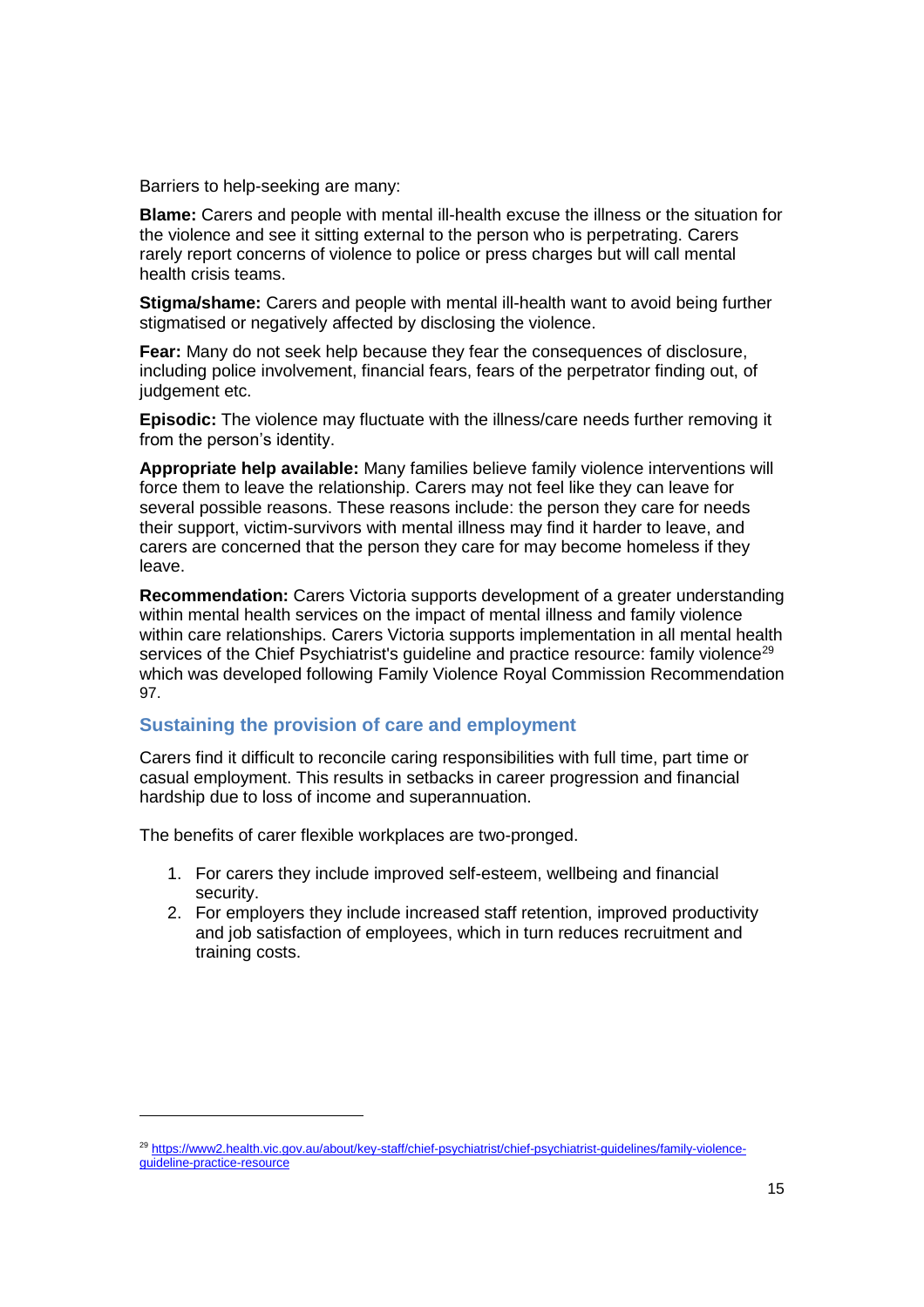Barriers to help-seeking are many:

**Blame:** Carers and people with mental ill-health excuse the illness or the situation for the violence and see it sitting external to the person who is perpetrating. Carers rarely report concerns of violence to police or press charges but will call mental health crisis teams.

**Stigma/shame:** Carers and people with mental ill-health want to avoid being further stigmatised or negatively affected by disclosing the violence.

**Fear:** Many do not seek help because they fear the consequences of disclosure, including police involvement, financial fears, fears of the perpetrator finding out, of judgement etc.

**Episodic:** The violence may fluctuate with the illness/care needs further removing it from the person's identity.

**Appropriate help available:** Many families believe family violence interventions will force them to leave the relationship. Carers may not feel like they can leave for several possible reasons. These reasons include: the person they care for needs their support, victim-survivors with mental illness may find it harder to leave, and carers are concerned that the person they care for may become homeless if they leave.

**Recommendation:** Carers Victoria supports development of a greater understanding within mental health services on the impact of mental illness and family violence within care relationships. Carers Victoria supports implementation in all mental health services of the Chief Psychiatrist's guideline and practice resource: family violence[29] which was developed following Family Violence Royal Commission Recommendation 97.

## Sustaining the provision of care and employment

Carers find it difficult to reconcile caring responsibilities with full time, part time or casual employment. This results in setbacks in career progression and financial hardship due to loss of income and superannuation.

The benefits of carer flexible workplaces are two-pronged.

1. For carers they include improved self-esteem, wellbeing and financial security.
2. For employers they include increased staff retention, improved productivity and job satisfaction of employees, which in turn reduces recruitment and training costs.

---

[29] https://www2.health.vic.gov.au/about/key-staff/chief-psychiatrist/chief-psychiatrist-guidelines/family-violence-guideline-practice-resource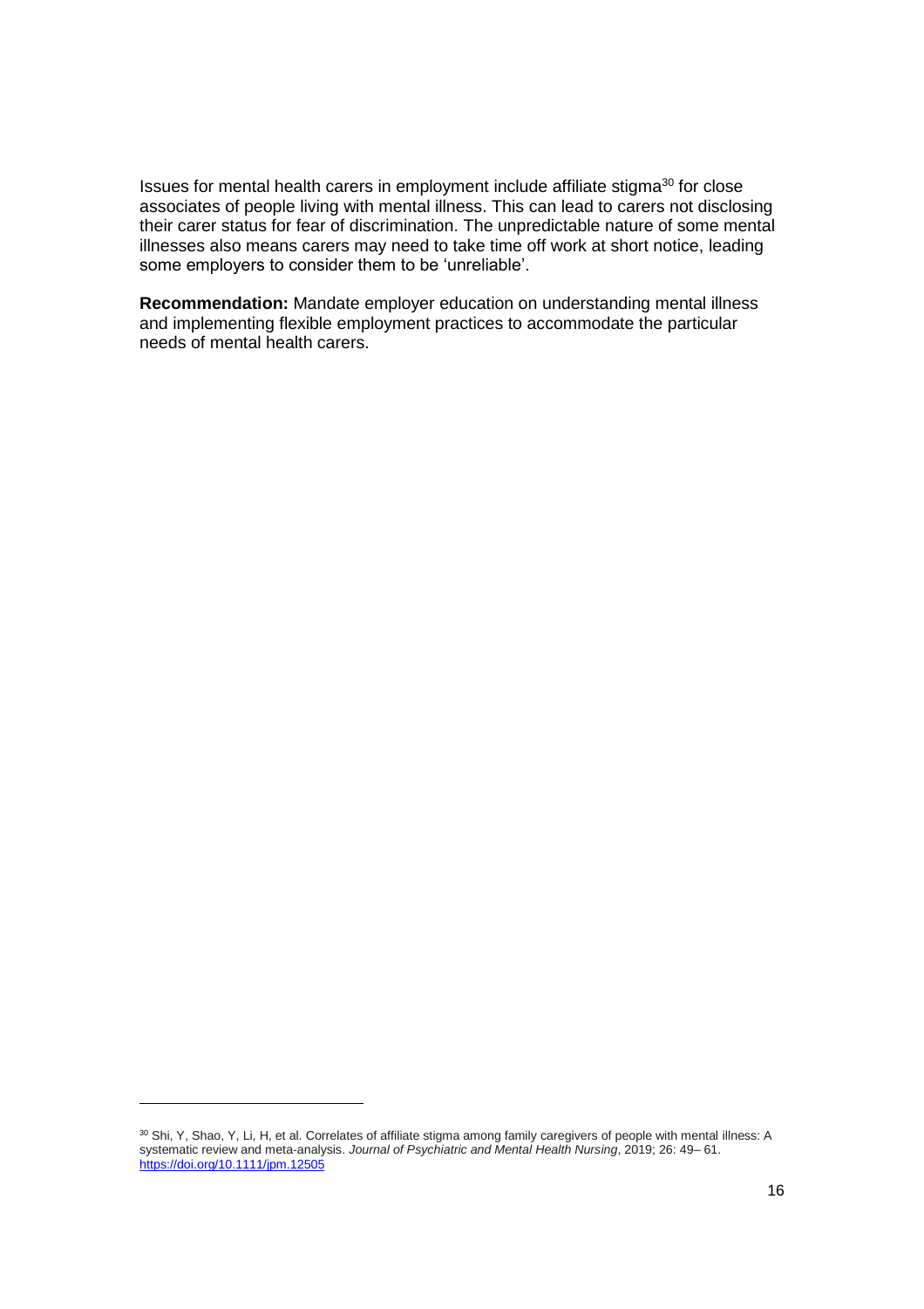Issues for mental health carers in employment include affiliate stigma[30] for close associates of people living with mental illness. This can lead to carers not disclosing their carer status for fear of discrimination. The unpredictable nature of some mental illnesses also means carers may need to take time off work at short notice, leading some employers to consider them to be 'unreliable'.

**Recommendation:** Mandate employer education on understanding mental illness and implementing flexible employment practices to accommodate the particular needs of mental health carers.

---

[30] Shi, Y, Shao, Y, Li, H, et al. Correlates of affiliate stigma among family caregivers of people with mental illness: A systematic review and meta-analysis. *Journal of Psychiatric and Mental Health Nursing*, 2019; 26: 49– 61. https://doi.org/10.1111/jpm.12505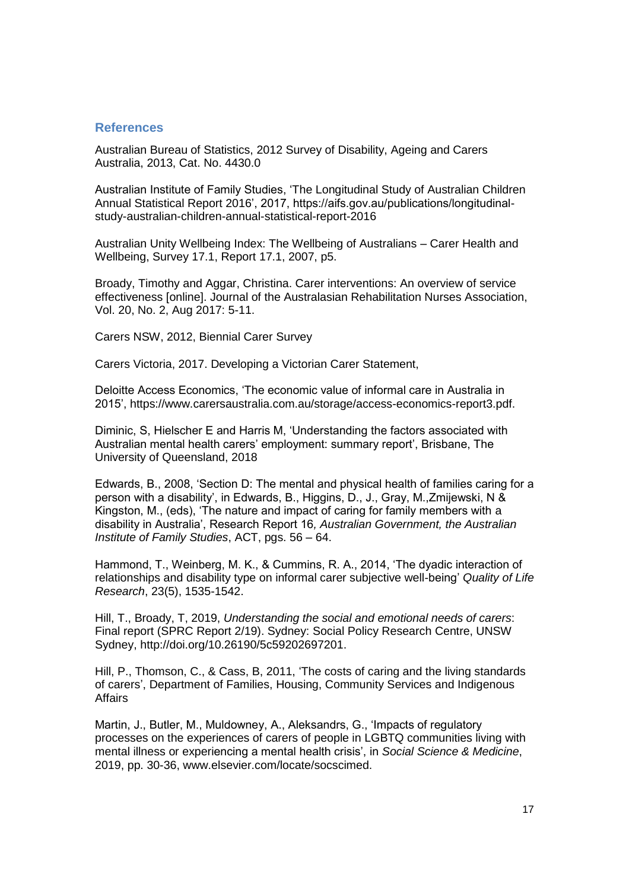## References

Australian Bureau of Statistics, 2012 Survey of Disability, Ageing and Carers Australia, 2013, Cat. No. 4430.0

Australian Institute of Family Studies, 'The Longitudinal Study of Australian Children Annual Statistical Report 2016', 2017, https://aifs.gov.au/publications/longitudinal-study-australian-children-annual-statistical-report-2016

Australian Unity Wellbeing Index: The Wellbeing of Australians – Carer Health and Wellbeing, Survey 17.1, Report 17.1, 2007, p5.

Broady, Timothy and Aggar, Christina. Carer interventions: An overview of service effectiveness [online]. Journal of the Australasian Rehabilitation Nurses Association, Vol. 20, No. 2, Aug 2017: 5-11.

Carers NSW, 2012, Biennial Carer Survey

Carers Victoria, 2017. Developing a Victorian Carer Statement,

Deloitte Access Economics, 'The economic value of informal care in Australia in 2015', https://www.carersaustralia.com.au/storage/access-economics-report3.pdf.

Diminic, S, Hielscher E and Harris M, 'Understanding the factors associated with Australian mental health carers' employment: summary report', Brisbane, The University of Queensland, 2018

Edwards, B., 2008, 'Section D: The mental and physical health of families caring for a person with a disability', in Edwards, B., Higgins, D., J., Gray, M.,Zmijewski, N & Kingston, M., (eds), 'The nature and impact of caring for family members with a disability in Australia', Research Report 16*, Australian Government, the Australian Institute of Family Studies*, ACT, pgs. 56 – 64.

Hammond, T., Weinberg, M. K., & Cummins, R. A., 2014, 'The dyadic interaction of relationships and disability type on informal carer subjective well-being' *Quality of Life Research*, 23(5), 1535-1542.

Hill, T., Broady, T, 2019, *Understanding the social and emotional needs of carers*: Final report (SPRC Report 2/19). Sydney: Social Policy Research Centre, UNSW Sydney, http://doi.org/10.26190/5c59202697201.

Hill, P., Thomson, C., & Cass, B, 2011, 'The costs of caring and the living standards of carers', Department of Families, Housing, Community Services and Indigenous Affairs

Martin, J., Butler, M., Muldowney, A., Aleksandrs, G., 'Impacts of regulatory processes on the experiences of carers of people in LGBTQ communities living with mental illness or experiencing a mental health crisis', in *Social Science & Medicine*, 2019, pp. 30-36, www.elsevier.com/locate/socscimed.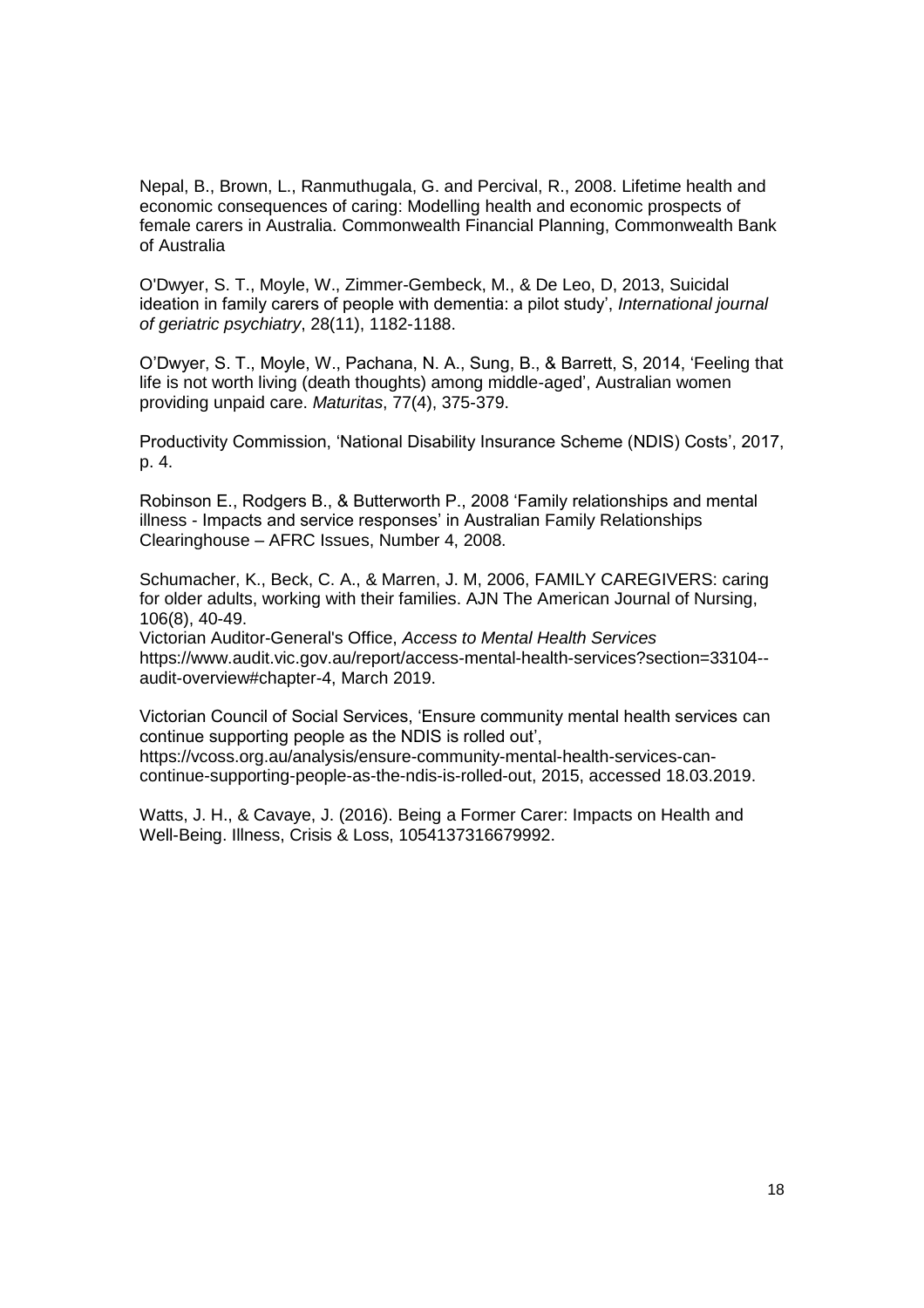Nepal, B., Brown, L., Ranmuthugala, G. and Percival, R., 2008. Lifetime health and economic consequences of caring: Modelling health and economic prospects of female carers in Australia. Commonwealth Financial Planning, Commonwealth Bank of Australia

O'Dwyer, S. T., Moyle, W., Zimmer-Gembeck, M., & De Leo, D, 2013, Suicidal ideation in family carers of people with dementia: a pilot study', *International journal of geriatric psychiatry*, 28(11), 1182-1188.

O'Dwyer, S. T., Moyle, W., Pachana, N. A., Sung, B., & Barrett, S, 2014, 'Feeling that life is not worth living (death thoughts) among middle-aged', Australian women providing unpaid care. *Maturitas*, 77(4), 375-379.

Productivity Commission, 'National Disability Insurance Scheme (NDIS) Costs', 2017, p. 4.

Robinson E., Rodgers B., & Butterworth P., 2008 'Family relationships and mental illness - Impacts and service responses' in Australian Family Relationships Clearinghouse – AFRC Issues, Number 4, 2008.

Schumacher, K., Beck, C. A., & Marren, J. M, 2006, FAMILY CAREGIVERS: caring for older adults, working with their families. AJN The American Journal of Nursing, 106(8), 40-49.
Victorian Auditor-General's Office, *Access to Mental Health Services* https://www.audit.vic.gov.au/report/access-mental-health-services?section=33104--audit-overview#chapter-4, March 2019.

Victorian Council of Social Services, 'Ensure community mental health services can continue supporting people as the NDIS is rolled out', https://vcoss.org.au/analysis/ensure-community-mental-health-services-can-continue-supporting-people-as-the-ndis-is-rolled-out, 2015, accessed 18.03.2019.

Watts, J. H., & Cavaye, J. (2016). Being a Former Carer: Impacts on Health and Well-Being. Illness, Crisis & Loss, 1054137316679992.